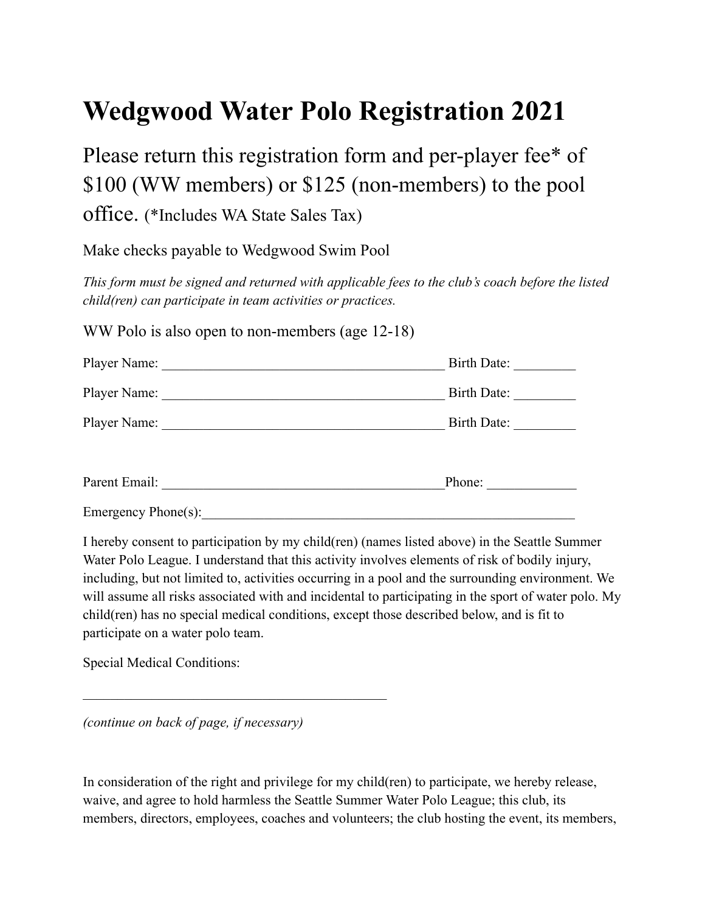# Wedgwood Water Polo Registration 2021

Please return this registration form and per-player fee* of $100 (WW members) or $125 (non-members) to the pool office. (*Includes WA State Sales Tax)

Make checks payable to Wedgwood Swim Pool

*This form must be signed and returned with applicable fees to the club's coach before the listed child(ren) can participate in team activities or practices.*

WW Polo is also open to non-members (age 12-18)

Player Name: __________________________________________ Birth Date: _________

Player Name: __________________________________________ Birth Date: _________

Player Name: __________________________________________ Birth Date: _________

Parent Email: __________________________________________Phone: _____________

Emergency Phone(s):_________________________________________________________

I hereby consent to participation by my child(ren) (names listed above) in the Seattle Summer Water Polo League. I understand that this activity involves elements of risk of bodily injury, including, but not limited to, activities occurring in a pool and the surrounding environment. We will assume all risks associated with and incidental to participating in the sport of water polo. My child(ren) has no special medical conditions, except those described below, and is fit to participate on a water polo team.

Special Medical Conditions:

_____________________________________________

*(continue on back of page, if necessary)*

In consideration of the right and privilege for my child(ren) to participate, we hereby release, waive, and agree to hold harmless the Seattle Summer Water Polo League; this club, its members, directors, employees, coaches and volunteers; the club hosting the event, its members,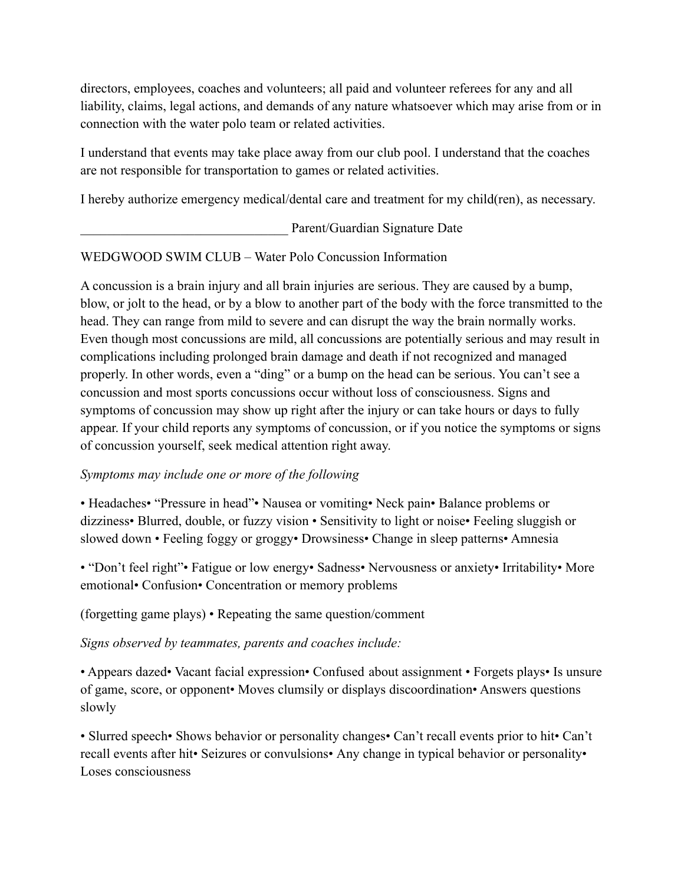directors, employees, coaches and volunteers; all paid and volunteer referees for any and all liability, claims, legal actions, and demands of any nature whatsoever which may arise from or in connection with the water polo team or related activities.

I understand that events may take place away from our club pool. I understand that the coaches are not responsible for transportation to games or related activities.

I hereby authorize emergency medical/dental care and treatment for my child(ren), as necessary.

_______________________________ Parent/Guardian Signature Date

WEDGWOOD SWIM CLUB – Water Polo Concussion Information

A concussion is a brain injury and all brain injuries are serious. They are caused by a bump, blow, or jolt to the head, or by a blow to another part of the body with the force transmitted to the head. They can range from mild to severe and can disrupt the way the brain normally works. Even though most concussions are mild, all concussions are potentially serious and may result in complications including prolonged brain damage and death if not recognized and managed properly. In other words, even a "ding" or a bump on the head can be serious. You can't see a concussion and most sports concussions occur without loss of consciousness. Signs and symptoms of concussion may show up right after the injury or can take hours or days to fully appear. If your child reports any symptoms of concussion, or if you notice the symptoms or signs of concussion yourself, seek medical attention right away.

*Symptoms may include one or more of the following*

• Headaches• "Pressure in head"• Nausea or vomiting• Neck pain• Balance problems or dizziness• Blurred, double, or fuzzy vision • Sensitivity to light or noise• Feeling sluggish or slowed down • Feeling foggy or groggy• Drowsiness• Change in sleep patterns• Amnesia

• "Don't feel right"• Fatigue or low energy• Sadness• Nervousness or anxiety• Irritability• More emotional• Confusion• Concentration or memory problems

(forgetting game plays) • Repeating the same question/comment

*Signs observed by teammates, parents and coaches include:*

• Appears dazed• Vacant facial expression• Confused about assignment • Forgets plays• Is unsure of game, score, or opponent• Moves clumsily or displays discoordination• Answers questions slowly

• Slurred speech• Shows behavior or personality changes• Can't recall events prior to hit• Can't recall events after hit• Seizures or convulsions• Any change in typical behavior or personality• Loses consciousness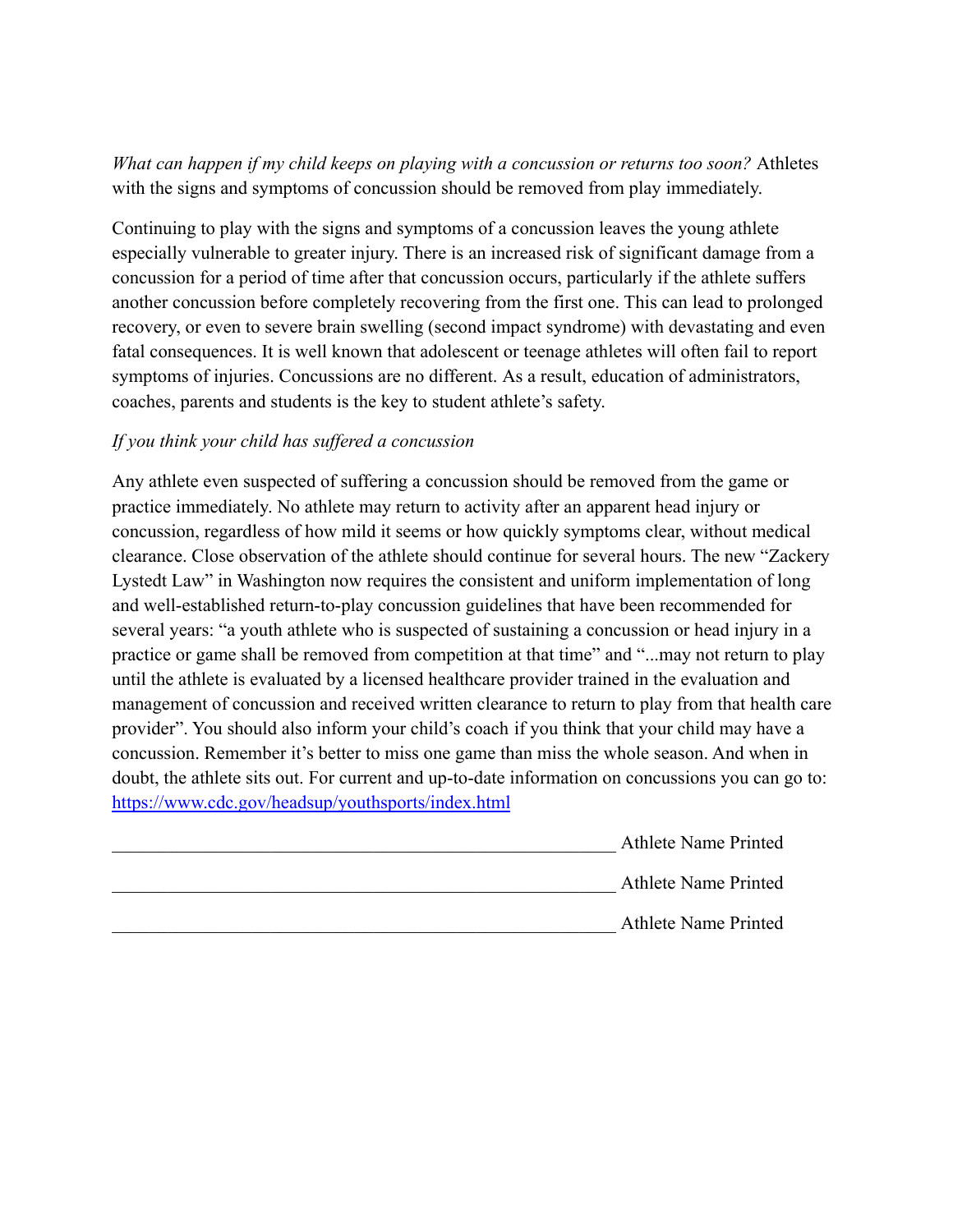*What can happen if my child keeps on playing with a concussion or returns too soon?* Athletes with the signs and symptoms of concussion should be removed from play immediately.

Continuing to play with the signs and symptoms of a concussion leaves the young athlete especially vulnerable to greater injury. There is an increased risk of significant damage from a concussion for a period of time after that concussion occurs, particularly if the athlete suffers another concussion before completely recovering from the first one. This can lead to prolonged recovery, or even to severe brain swelling (second impact syndrome) with devastating and even fatal consequences. It is well known that adolescent or teenage athletes will often fail to report symptoms of injuries. Concussions are no different. As a result, education of administrators, coaches, parents and students is the key to student athlete's safety.

*If you think your child has suffered a concussion*

Any athlete even suspected of suffering a concussion should be removed from the game or practice immediately. No athlete may return to activity after an apparent head injury or concussion, regardless of how mild it seems or how quickly symptoms clear, without medical clearance. Close observation of the athlete should continue for several hours. The new "Zackery Lystedt Law" in Washington now requires the consistent and uniform implementation of long and well-established return-to-play concussion guidelines that have been recommended for several years: "a youth athlete who is suspected of sustaining a concussion or head injury in a practice or game shall be removed from competition at that time" and "...may not return to play until the athlete is evaluated by a licensed healthcare provider trained in the evaluation and management of concussion and received written clearance to return to play from that health care provider". You should also inform your child's coach if you think that your child may have a concussion. Remember it's better to miss one game than miss the whole season. And when in doubt, the athlete sits out. For current and up-to-date information on concussions you can go to: https://www.cdc.gov/headsup/youthsports/index.html

_______________________________________________ Athlete Name Printed

_______________________________________________ Athlete Name Printed

_______________________________________________ Athlete Name Printed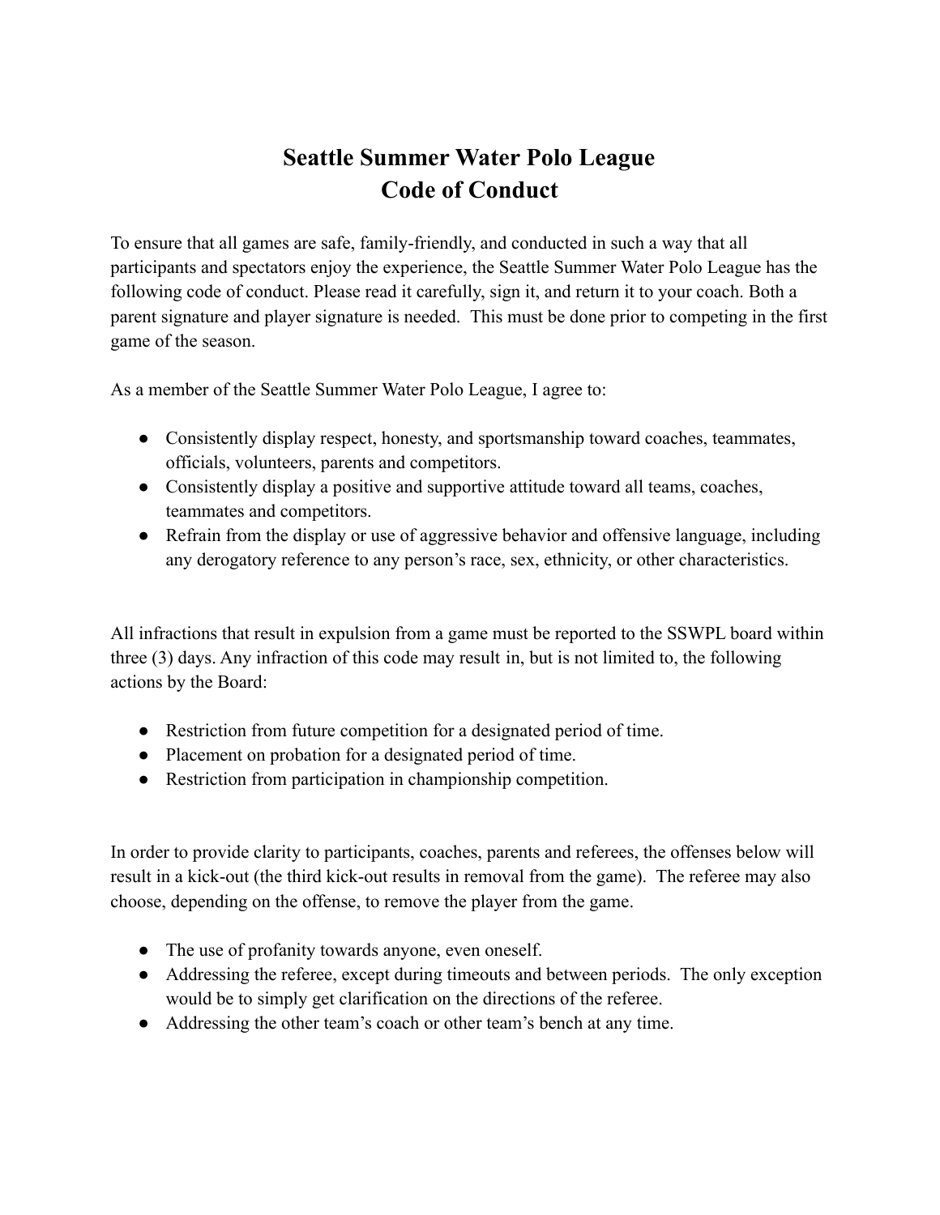# Seattle Summer Water Polo League
# Code of Conduct

To ensure that all games are safe, family-friendly, and conducted in such a way that all participants and spectators enjoy the experience, the Seattle Summer Water Polo League has the following code of conduct. Please read it carefully, sign it, and return it to your coach. Both a parent signature and player signature is needed. This must be done prior to competing in the first game of the season.

As a member of the Seattle Summer Water Polo League, I agree to:

- Consistently display respect, honesty, and sportsmanship toward coaches, teammates, officials, volunteers, parents and competitors.
- Consistently display a positive and supportive attitude toward all teams, coaches, teammates and competitors.
- Refrain from the display or use of aggressive behavior and offensive language, including any derogatory reference to any person's race, sex, ethnicity, or other characteristics.

All infractions that result in expulsion from a game must be reported to the SSWPL board within three (3) days. Any infraction of this code may result in, but is not limited to, the following actions by the Board:

- Restriction from future competition for a designated period of time.
- Placement on probation for a designated period of time.
- Restriction from participation in championship competition.

In order to provide clarity to participants, coaches, parents and referees, the offenses below will result in a kick-out (the third kick-out results in removal from the game). The referee may also choose, depending on the offense, to remove the player from the game.

- The use of profanity towards anyone, even oneself.
- Addressing the referee, except during timeouts and between periods. The only exception would be to simply get clarification on the directions of the referee.
- Addressing the other team's coach or other team's bench at any time.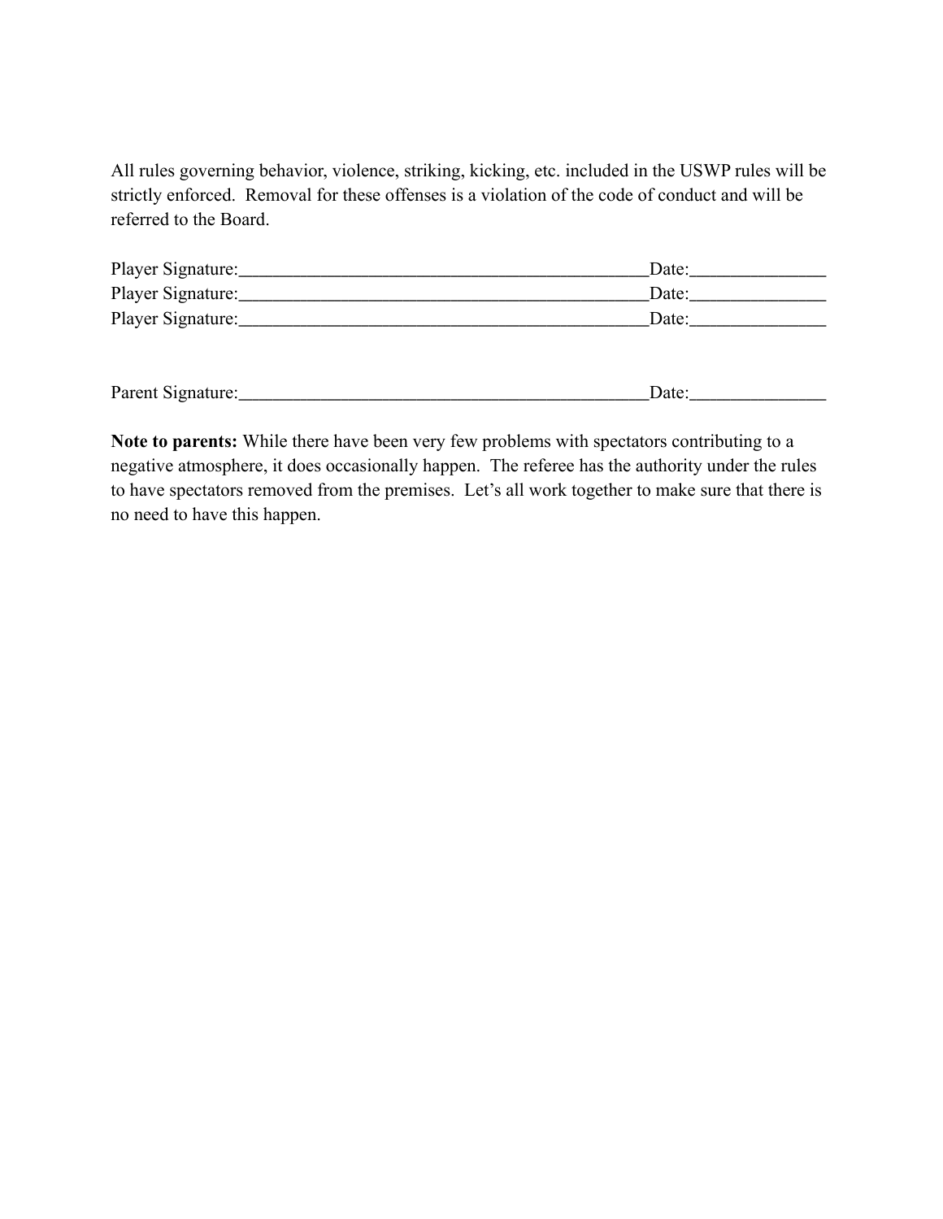All rules governing behavior, violence, striking, kicking, etc. included in the USWP rules will be strictly enforced. Removal for these offenses is a violation of the code of conduct and will be referred to the Board.

Player Signature:_______________________________________________Date:_______________

Player Signature:_______________________________________________Date:_______________

Player Signature:_______________________________________________Date:_______________

Parent Signature:_______________________________________________Date:_______________

**Note to parents:** While there have been very few problems with spectators contributing to a negative atmosphere, it does occasionally happen. The referee has the authority under the rules to have spectators removed from the premises. Let's all work together to make sure that there is no need to have this happen.